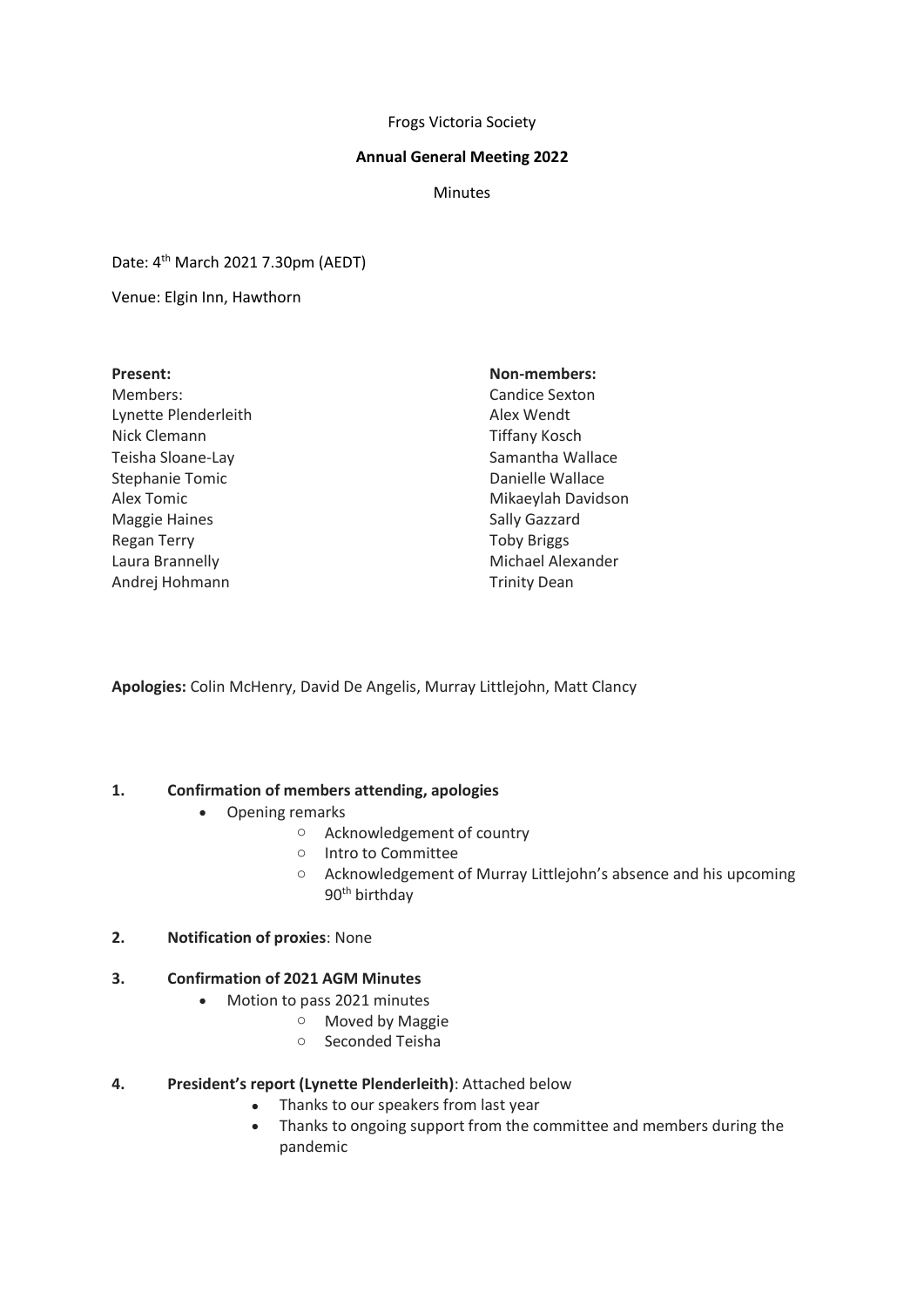Frogs Victoria Society

**Annual General Meeting 2022**

Minutes

Date: 4th March 2021 7.30pm (AEDT)

Venue: Elgin Inn, Hawthorn

**Present:**

Members:
Lynette Plenderleith
Nick Clemann
Teisha Sloane-Lay
Stephanie Tomic
Alex Tomic
Maggie Haines
Regan Terry
Laura Brannelly
Andrej Hohmann

**Non-members:**
Candice Sexton
Alex Wendt
Tiffany Kosch
Samantha Wallace
Danielle Wallace
Mikaeylah Davidson
Sally Gazzard
Toby Briggs
Michael Alexander
Trinity Dean

**Apologies:** Colin McHenry, David De Angelis, Murray Littlejohn, Matt Clancy

**1. Confirmation of members attending, apologies**

- Opening remarks
  - Acknowledgement of country
  - Intro to Committee
  - Acknowledgement of Murray Littlejohn's absence and his upcoming 90th birthday

**2. Notification of proxies**: None

**3. Confirmation of 2021 AGM Minutes**

- Motion to pass 2021 minutes
  - Moved by Maggie
  - Seconded Teisha

**4. President's report (Lynette Plenderleith)**: Attached below

- Thanks to our speakers from last year
- Thanks to ongoing support from the committee and members during the pandemic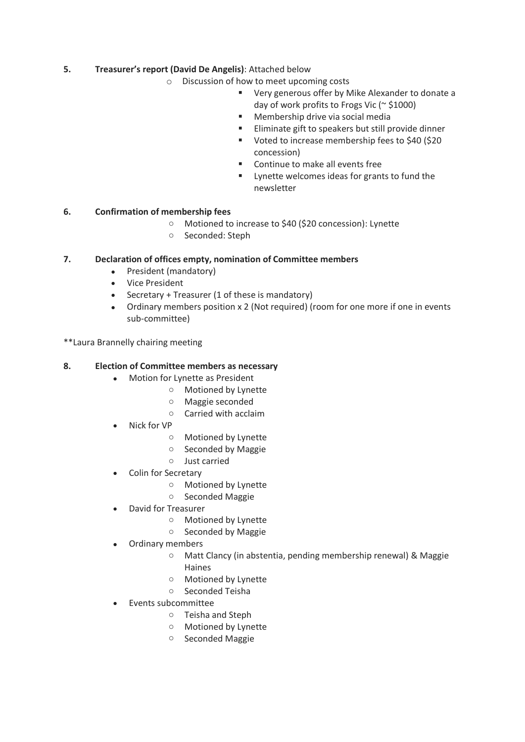5. **Treasurer's report (David De Angelis)**: Attached below
    - Discussion of how to meet upcoming costs
        - Very generous offer by Mike Alexander to donate a day of work profits to Frogs Vic (~ $1000)
        - Membership drive via social media
        - Eliminate gift to speakers but still provide dinner
        - Voted to increase membership fees to $40 ($20 concession)
        - Continue to make all events free
        - Lynette welcomes ideas for grants to fund the newsletter

6. **Confirmation of membership fees**
    - Motioned to increase to $40 ($20 concession): Lynette
    - Seconded: Steph

7. **Declaration of offices empty, nomination of Committee members**
    - President (mandatory)
    - Vice President
    - Secretary + Treasurer (1 of these is mandatory)
    - Ordinary members position x 2 (Not required) (room for one more if one in events sub-committee)

**Laura Brannelly chairing meeting

8. **Election of Committee members as necessary**
    - Motion for Lynette as President
        - Motioned by Lynette
        - Maggie seconded
        - Carried with acclaim
    - Nick for VP
        - Motioned by Lynette
        - Seconded by Maggie
        - Just carried
    - Colin for Secretary
        - Motioned by Lynette
        - Seconded Maggie
    - David for Treasurer
        - Motioned by Lynette
        - Seconded by Maggie
    - Ordinary members
        - Matt Clancy (in abstentia, pending membership renewal) & Maggie Haines
        - Motioned by Lynette
        - Seconded Teisha
    - Events subcommittee
        - Teisha and Steph
        - Motioned by Lynette
        - Seconded Maggie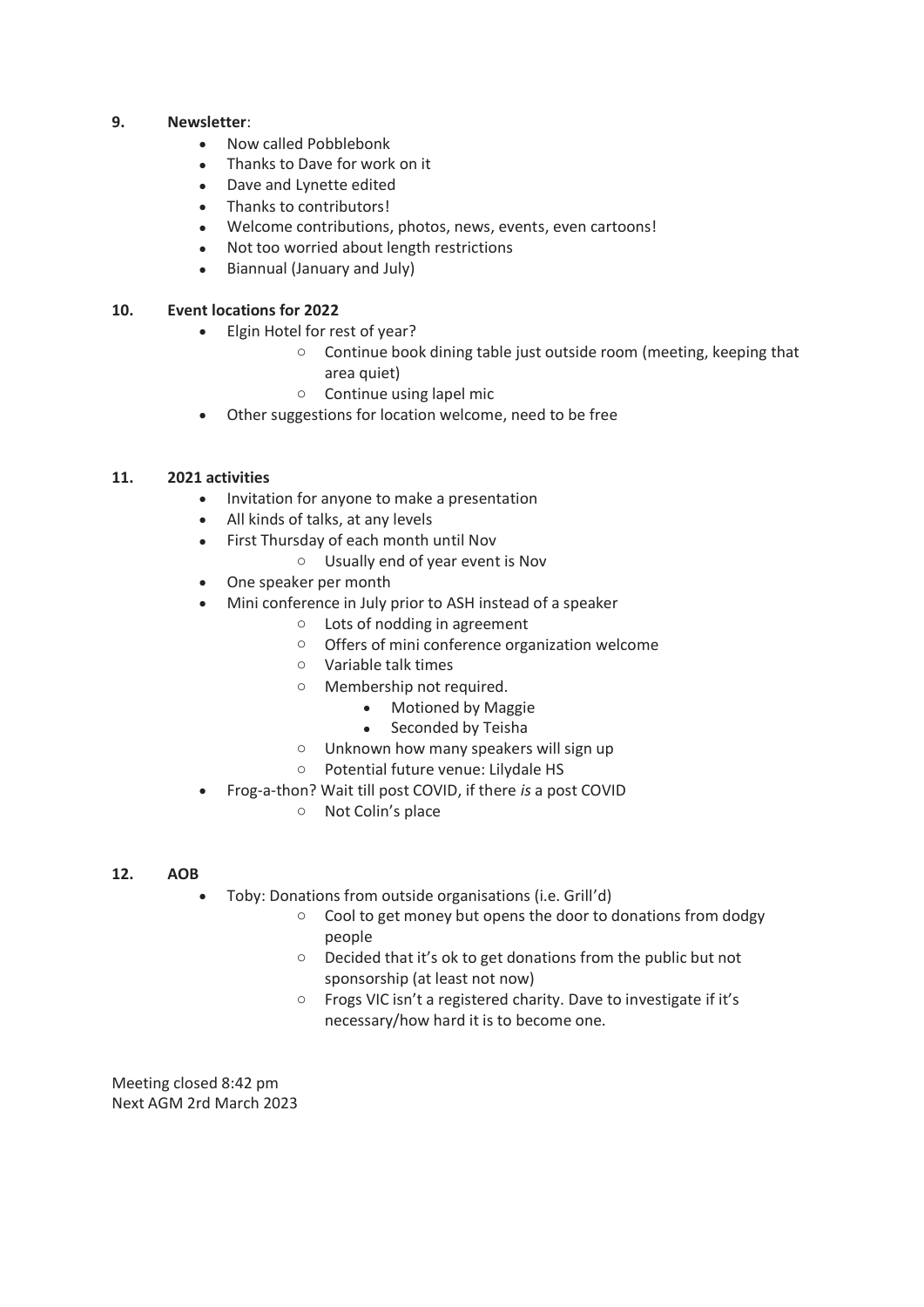**9. Newsletter**:

- Now called Pobblebonk
- Thanks to Dave for work on it
- Dave and Lynette edited
- Thanks to contributors!
- Welcome contributions, photos, news, events, even cartoons!
- Not too worried about length restrictions
- Biannual (January and July)

**10. Event locations for 2022**

- Elgin Hotel for rest of year?
    - Continue book dining table just outside room (meeting, keeping that area quiet)
    - Continue using lapel mic
- Other suggestions for location welcome, need to be free

**11. 2021 activities**

- Invitation for anyone to make a presentation
- All kinds of talks, at any levels
- First Thursday of each month until Nov
    - Usually end of year event is Nov
- One speaker per month
- Mini conference in July prior to ASH instead of a speaker
    - Lots of nodding in agreement
    - Offers of mini conference organization welcome
    - Variable talk times
    - Membership not required.
        - Motioned by Maggie
        - Seconded by Teisha
    - Unknown how many speakers will sign up
    - Potential future venue: Lilydale HS
- Frog-a-thon? Wait till post COVID, if there *is* a post COVID
    - Not Colin's place

**12. AOB**

- Toby: Donations from outside organisations (i.e. Grill'd)
    - Cool to get money but opens the door to donations from dodgy people
    - Decided that it's ok to get donations from the public but not sponsorship (at least not now)
    - Frogs VIC isn't a registered charity. Dave to investigate if it's necessary/how hard it is to become one.

Meeting closed 8:42 pm
Next AGM 2rd March 2023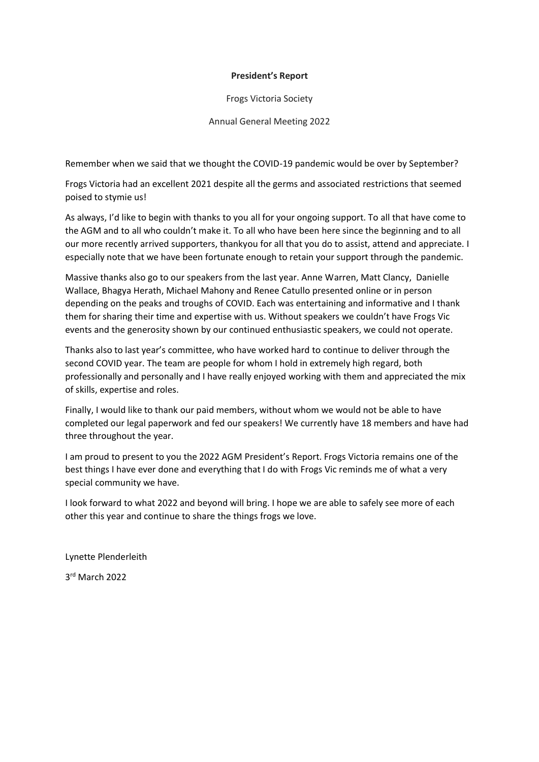**President's Report**

Frogs Victoria Society

Annual General Meeting 2022

Remember when we said that we thought the COVID-19 pandemic would be over by September?

Frogs Victoria had an excellent 2021 despite all the germs and associated restrictions that seemed poised to stymie us!

As always, I'd like to begin with thanks to you all for your ongoing support. To all that have come to the AGM and to all who couldn't make it. To all who have been here since the beginning and to all our more recently arrived supporters, thankyou for all that you do to assist, attend and appreciate. I especially note that we have been fortunate enough to retain your support through the pandemic.

Massive thanks also go to our speakers from the last year. Anne Warren, Matt Clancy, Danielle Wallace, Bhagya Herath, Michael Mahony and Renee Catullo presented online or in person depending on the peaks and troughs of COVID. Each was entertaining and informative and I thank them for sharing their time and expertise with us. Without speakers we couldn't have Frogs Vic events and the generosity shown by our continued enthusiastic speakers, we could not operate.

Thanks also to last year's committee, who have worked hard to continue to deliver through the second COVID year. The team are people for whom I hold in extremely high regard, both professionally and personally and I have really enjoyed working with them and appreciated the mix of skills, expertise and roles.

Finally, I would like to thank our paid members, without whom we would not be able to have completed our legal paperwork and fed our speakers! We currently have 18 members and have had three throughout the year.

I am proud to present to you the 2022 AGM President's Report. Frogs Victoria remains one of the best things I have ever done and everything that I do with Frogs Vic reminds me of what a very special community we have.

I look forward to what 2022 and beyond will bring. I hope we are able to safely see more of each other this year and continue to share the things frogs we love.

Lynette Plenderleith

3rd March 2022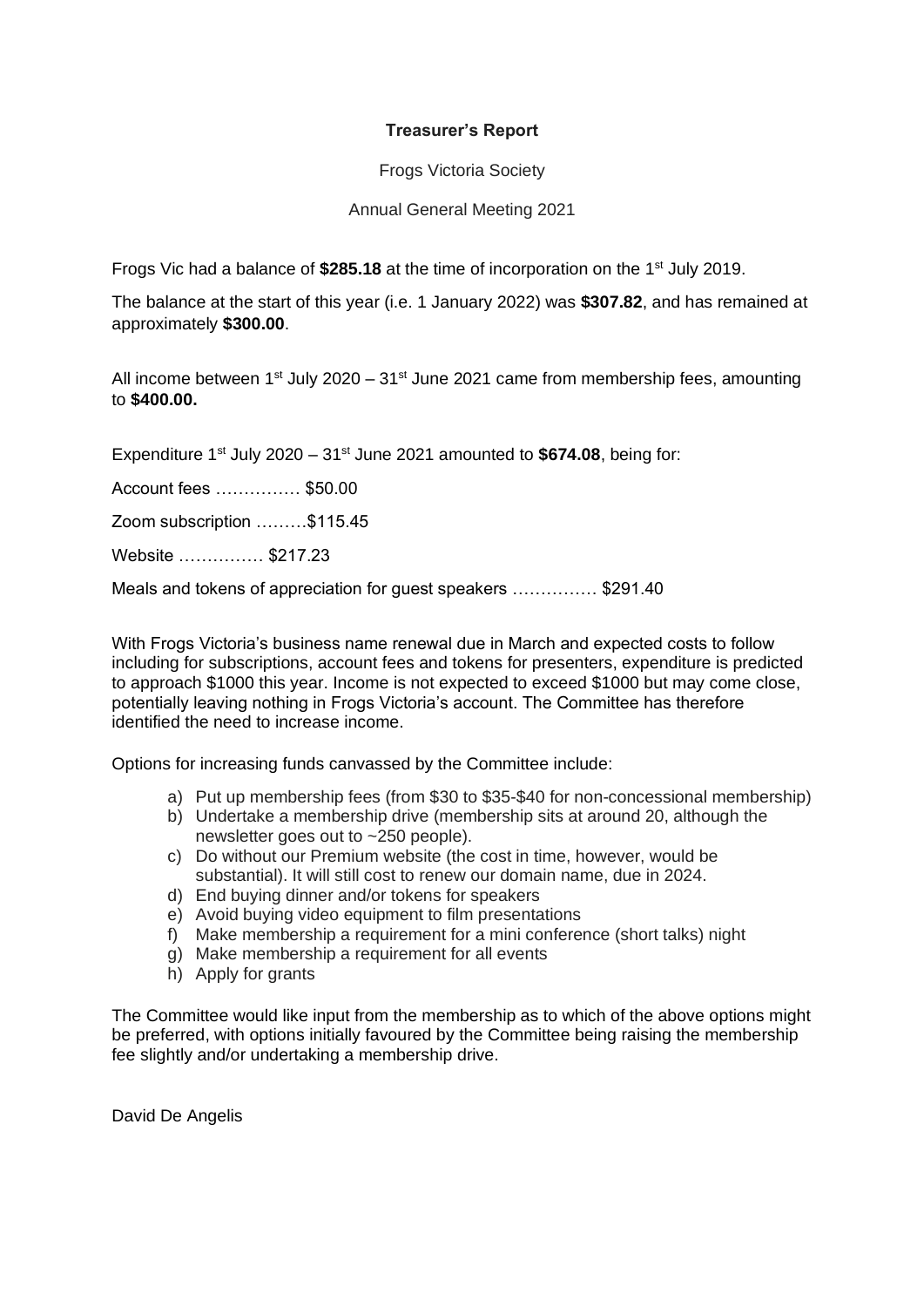**Treasurer's Report**

Frogs Victoria Society

Annual General Meeting 2021

Frogs Vic had a balance of **$285.18** at the time of incorporation on the 1st July 2019.

The balance at the start of this year (i.e. 1 January 2022) was **$307.82**, and has remained at approximately **$300.00**.

All income between 1st July 2020 – 31st June 2021 came from membership fees, amounting to **$400.00.**

Expenditure 1st July 2020 – 31st June 2021 amounted to **$674.08**, being for:

Account fees …………… $50.00

Zoom subscription ………$115.45

Website …………… $217.23

Meals and tokens of appreciation for guest speakers …………… $291.40

With Frogs Victoria's business name renewal due in March and expected costs to follow including for subscriptions, account fees and tokens for presenters, expenditure is predicted to approach $1000 this year. Income is not expected to exceed $1000 but may come close, potentially leaving nothing in Frogs Victoria's account. The Committee has therefore identified the need to increase income.

Options for increasing funds canvassed by the Committee include:

a) Put up membership fees (from $30 to $35-$40 for non-concessional membership)
b) Undertake a membership drive (membership sits at around 20, although the newsletter goes out to ~250 people).
c) Do without our Premium website (the cost in time, however, would be substantial). It will still cost to renew our domain name, due in 2024.
d) End buying dinner and/or tokens for speakers
e) Avoid buying video equipment to film presentations
f) Make membership a requirement for a mini conference (short talks) night
g) Make membership a requirement for all events
h) Apply for grants

The Committee would like input from the membership as to which of the above options might be preferred, with options initially favoured by the Committee being raising the membership fee slightly and/or undertaking a membership drive.

David De Angelis